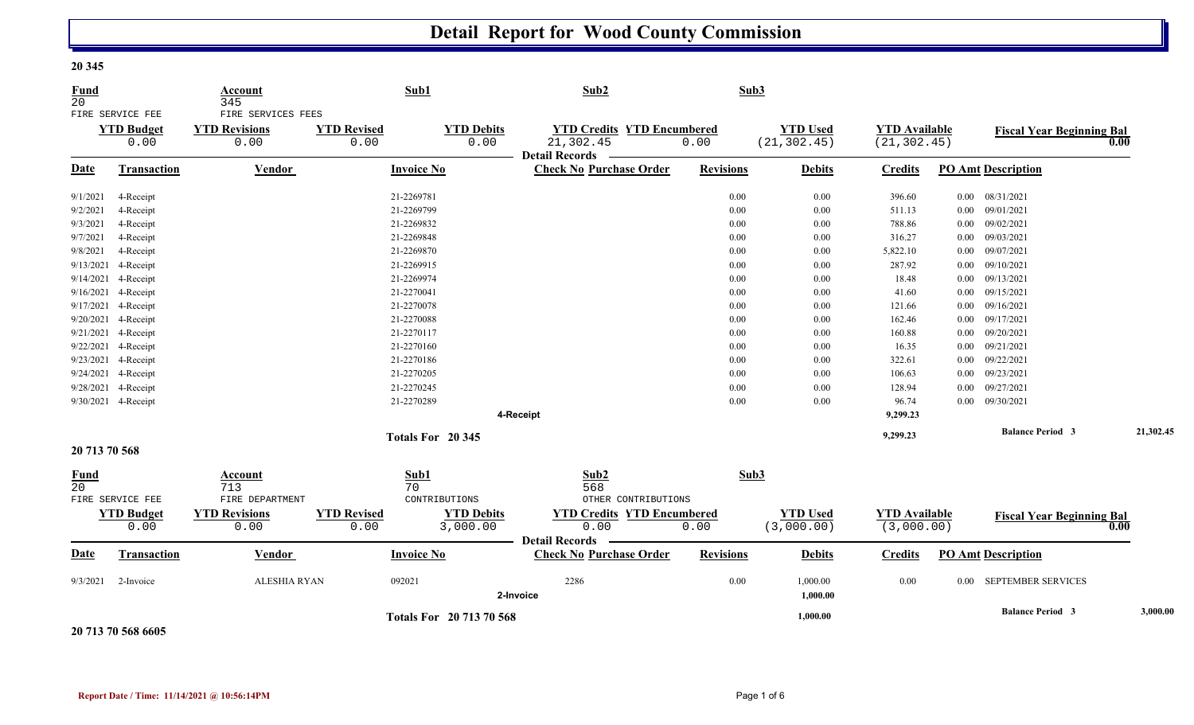# Detail Report for Wood County Commission

**20 345**

| Fund | Account | Sub1 | Sub2 | Sub3 |
|---|---|---|---|---|
| 20 | 345 | | | |
| FIRE SERVICE FEE | FIRE SERVICES FEES | | | |

| YTD Budget | YTD Revisions | YTD Revised | YTD Debits | YTD Credits | YTD Encumbered | YTD Used | YTD Available | Fiscal Year Beginning Bal |
|---|---|---|---|---|---|---|---|---|
| 0.00 | 0.00 | 0.00 | 0.00 | 21,302.45 | 0.00 | (21,302.45) | (21,302.45) | 0.00 |

**Detail Records**

| Date | Transaction | Vendor | Invoice No | Check No | Purchase Order | Revisions | Debits | Credits | PO Amt | Description |
|---|---|---|---|---|---|---|---|---|---|---|
| 9/1/2021 | 4-Receipt | | 21-2269781 | | | 0.00 | 0.00 | 396.60 | 0.00 | 08/31/2021 |
| 9/2/2021 | 4-Receipt | | 21-2269799 | | | 0.00 | 0.00 | 511.13 | 0.00 | 09/01/2021 |
| 9/3/2021 | 4-Receipt | | 21-2269832 | | | 0.00 | 0.00 | 788.86 | 0.00 | 09/02/2021 |
| 9/7/2021 | 4-Receipt | | 21-2269848 | | | 0.00 | 0.00 | 316.27 | 0.00 | 09/03/2021 |
| 9/8/2021 | 4-Receipt | | 21-2269870 | | | 0.00 | 0.00 | 5,822.10 | 0.00 | 09/07/2021 |
| 9/13/2021 | 4-Receipt | | 21-2269915 | | | 0.00 | 0.00 | 287.92 | 0.00 | 09/10/2021 |
| 9/14/2021 | 4-Receipt | | 21-2269974 | | | 0.00 | 0.00 | 18.48 | 0.00 | 09/13/2021 |
| 9/16/2021 | 4-Receipt | | 21-2270041 | | | 0.00 | 0.00 | 41.60 | 0.00 | 09/15/2021 |
| 9/17/2021 | 4-Receipt | | 21-2270078 | | | 0.00 | 0.00 | 121.66 | 0.00 | 09/16/2021 |
| 9/20/2021 | 4-Receipt | | 21-2270088 | | | 0.00 | 0.00 | 162.46 | 0.00 | 09/17/2021 |
| 9/21/2021 | 4-Receipt | | 21-2270117 | | | 0.00 | 0.00 | 160.88 | 0.00 | 09/20/2021 |
| 9/22/2021 | 4-Receipt | | 21-2270160 | | | 0.00 | 0.00 | 16.35 | 0.00 | 09/21/2021 |
| 9/23/2021 | 4-Receipt | | 21-2270186 | | | 0.00 | 0.00 | 322.61 | 0.00 | 09/22/2021 |
| 9/24/2021 | 4-Receipt | | 21-2270205 | | | 0.00 | 0.00 | 106.63 | 0.00 | 09/23/2021 |
| 9/28/2021 | 4-Receipt | | 21-2270245 | | | 0.00 | 0.00 | 128.94 | 0.00 | 09/27/2021 |
| 9/30/2021 | 4-Receipt | | 21-2270289 | | | 0.00 | 0.00 | 96.74 | 0.00 | 09/30/2021 |
| | | | | **4-Receipt** | | | | **9,299.23** | | |
| | | | **Totals For 20 345** | | | | | **9,299.23** | | **Balance Period 3** 21,302.45 |

**20 713 70 568**

| Fund | Account | Sub1 | Sub2 | Sub3 |
|---|---|---|---|---|
| 20 | 713 | 70 | 568 | |
| FIRE SERVICE FEE | FIRE DEPARTMENT | CONTRIBUTIONS | OTHER CONTRIBUTIONS | |

| YTD Budget | YTD Revisions | YTD Revised | YTD Debits | YTD Credits | YTD Encumbered | YTD Used | YTD Available | Fiscal Year Beginning Bal |
|---|---|---|---|---|---|---|---|---|
| 0.00 | 0.00 | 0.00 | 3,000.00 | 0.00 | 0.00 | (3,000.00) | (3,000.00) | 0.00 |

**Detail Records**

| Date | Transaction | Vendor | Invoice No | Check No | Purchase Order | Revisions | Debits | Credits | PO Amt | Description |
|---|---|---|---|---|---|---|---|---|---|---|
| 9/3/2021 | 2-Invoice | ALESHIA RYAN | 092021 | 2286 | | 0.00 | 1,000.00 | 0.00 | 0.00 | SEPTEMBER SERVICES |
| | | | | **2-Invoice** | | | **1,000.00** | | | |
| | | | **Totals For 20 713 70 568** | | | | **1,000.00** | | | **Balance Period 3** 3,000.00 |

**20 713 70 568 6605**

**Report Date / Time: 11/14/2021 @ 10:56:14PM**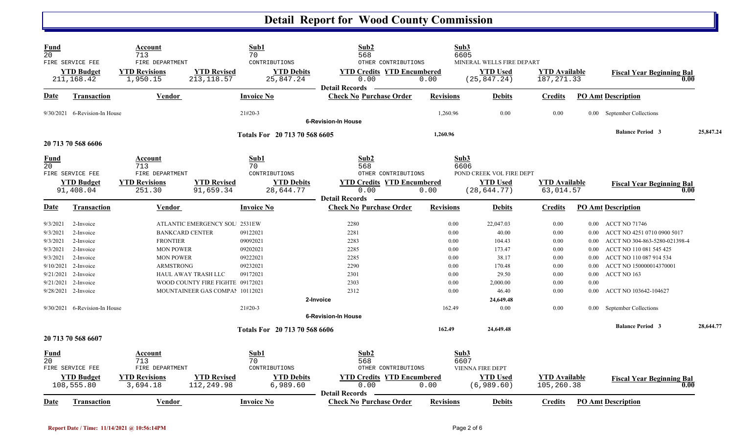# Detail Report for Wood County Commission

| Fund | Account | Sub1 | Sub2 | Sub3 |
|---|---|---|---|---|
| 20 | 713 | 70 | 568 | 6605 |
| FIRE SERVICE FEE | FIRE DEPARTMENT | CONTRIBUTIONS | OTHER CONTRIBUTIONS | MINERAL WELLS FIRE DEPART |

| YTD Budget | YTD Revisions | YTD Revised | YTD Debits | YTD Credits | YTD Encumbered | YTD Used | YTD Available | Fiscal Year Beginning Bal |
|---|---|---|---|---|---|---|---|---|
| 211,168.42 | 1,950.15 | 213,118.57 | 25,847.24 | 0.00 | 0.00 | (25,847.24) | 187,271.33 | 0.00 |

**Detail Records**

| Date | Transaction | Vendor | Invoice No | Check No | Purchase Order | Revisions | Debits | Credits | PO Amt | Description |
|---|---|---|---|---|---|---|---|---|---|---|
| 9/30/2021 | 6-Revision-In House | | 21#20-3 | | | 1,260.96 | 0.00 | 0.00 | 0.00 | September Collections |
| | | | | 6-Revision-In House | | | | | | |
| | | | Totals For 20 713 70 568 6605 | | | 1,260.96 | | | | Balance Period 3 25,847.24 |

## 20 713 70 568 6606

| Fund | Account | Sub1 | Sub2 | Sub3 |
|---|---|---|---|---|
| 20 | 713 | 70 | 568 | 6606 |
| FIRE SERVICE FEE | FIRE DEPARTMENT | CONTRIBUTIONS | OTHER CONTRIBUTIONS | POND CREEK VOL FIRE DEPT |

| YTD Budget | YTD Revisions | YTD Revised | YTD Debits | YTD Credits | YTD Encumbered | YTD Used | YTD Available | Fiscal Year Beginning Bal |
|---|---|---|---|---|---|---|---|---|
| 91,408.04 | 251.30 | 91,659.34 | 28,644.77 | 0.00 | 0.00 | (28,644.77) | 63,014.57 | 0.00 |

**Detail Records**

| Date | Transaction | Vendor | Invoice No | Check No | Purchase Order | Revisions | Debits | Credits | PO Amt | Description |
|---|---|---|---|---|---|---|---|---|---|---|
| 9/3/2021 | 2-Invoice | ATLANTIC EMERGENCY SOL | 2531EW | 2280 | | 0.00 | 22,047.03 | 0.00 | 0.00 | ACCT NO 71746 |
| 9/3/2021 | 2-Invoice | BANKCARD CENTER | 09122021 | 2281 | | 0.00 | 40.00 | 0.00 | 0.00 | ACCT NO 4251 0710 0900 5017 |
| 9/3/2021 | 2-Invoice | FRONTIER | 09092021 | 2283 | | 0.00 | 104.43 | 0.00 | 0.00 | ACCT NO 304-863-5280-021398-4 |
| 9/3/2021 | 2-Invoice | MON POWER | 09202021 | 2285 | | 0.00 | 173.47 | 0.00 | 0.00 | ACCT NO 110 081 545 425 |
| 9/3/2021 | 2-Invoice | MON POWER | 09222021 | 2285 | | 0.00 | 38.17 | 0.00 | 0.00 | ACCT NO 110 087 914 534 |
| 9/10/2021 | 2-Invoice | ARMSTRONG | 09232021 | 2290 | | 0.00 | 170.48 | 0.00 | 0.00 | ACCT NO 150000014370001 |
| 9/21/2021 | 2-Invoice | HAUL AWAY TRASH LLC | 09172021 | 2301 | | 0.00 | 29.50 | 0.00 | 0.00 | ACCT NO 163 |
| 9/21/2021 | 2-Invoice | WOOD COUNTY FIRE FIGHTE | 09172021 | 2303 | | 0.00 | 2,000.00 | 0.00 | 0.00 | |
| 9/28/2021 | 2-Invoice | MOUNTAINEER GAS COMPAN | 10112021 | 2312 | | 0.00 | 46.40 | 0.00 | 0.00 | ACCT NO 103642-104627 |
| | | | | 2-Invoice | | | 24,649.48 | | | |
| 9/30/2021 | 6-Revision-In House | | 21#20-3 | | | 162.49 | 0.00 | 0.00 | 0.00 | September Collections |
| | | | | 6-Revision-In House | | | | | | |
| | | | Totals For 20 713 70 568 6606 | | | 162.49 | 24,649.48 | | | Balance Period 3 28,644.77 |

## 20 713 70 568 6607

| Fund | Account | Sub1 | Sub2 | Sub3 |
|---|---|---|---|---|
| 20 | 713 | 70 | 568 | 6607 |
| FIRE SERVICE FEE | FIRE DEPARTMENT | CONTRIBUTIONS | OTHER CONTRIBUTIONS | VIENNA FIRE DEPT |

| YTD Budget | YTD Revisions | YTD Revised | YTD Debits | YTD Credits | YTD Encumbered | YTD Used | YTD Available | Fiscal Year Beginning Bal |
|---|---|---|---|---|---|---|---|---|
| 108,555.80 | 3,694.18 | 112,249.98 | 6,989.60 | 0.00 | 0.00 | (6,989.60) | 105,260.38 | 0.00 |

**Detail Records**

| Date | Transaction | Vendor | Invoice No | Check No | Purchase Order | Revisions | Debits | Credits | PO Amt | Description |
|---|---|---|---|---|---|---|---|---|---|---|

Report Date / Time: 11/14/2021 @ 10:56:14PM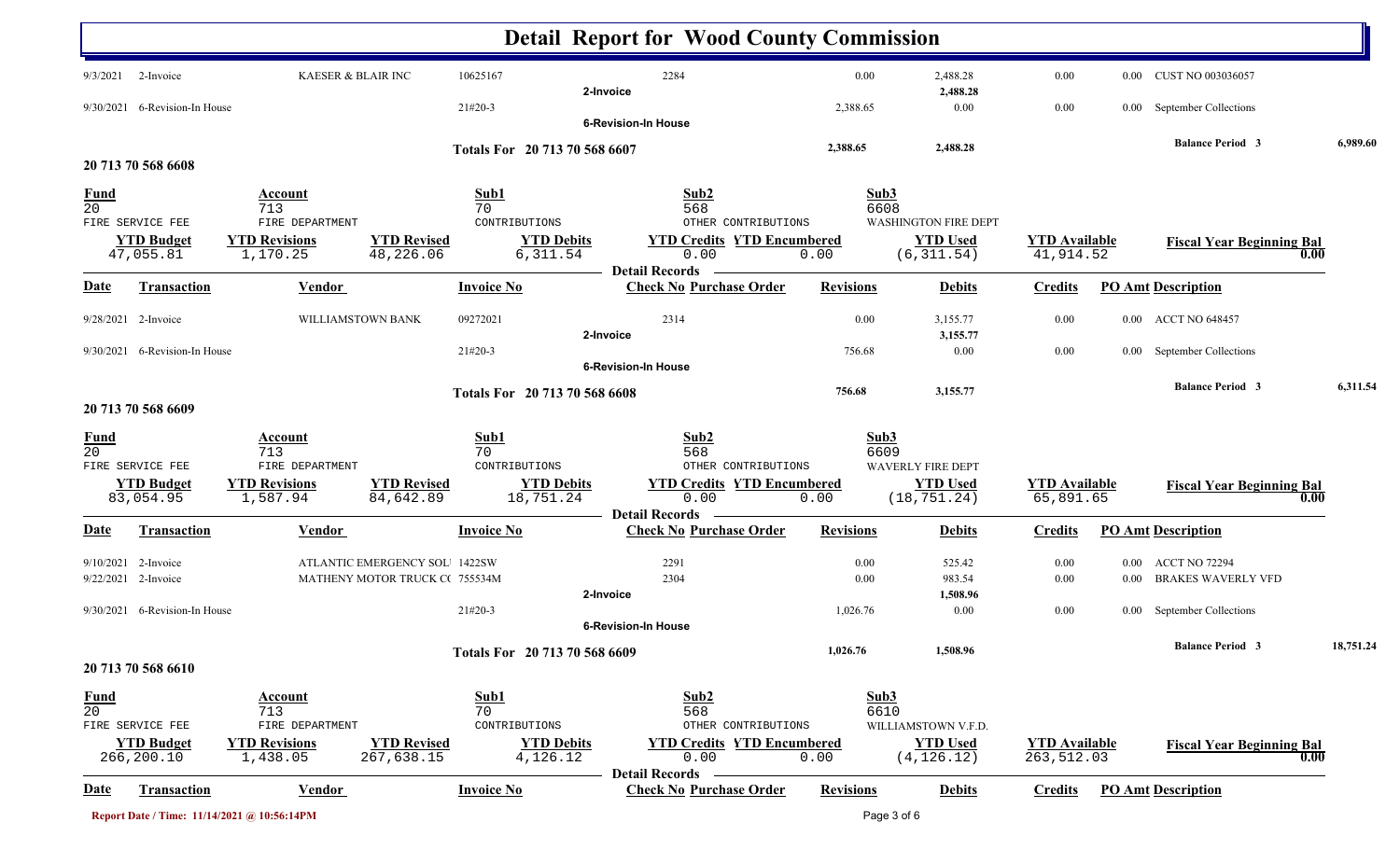# Detail Report for Wood County Commission

| Date | Transaction | Vendor | Invoice No | Check No | Purchase Order | Revisions | Debits | Credits | PO Amt | Description |
|---|---|---|---|---|---|---|---|---|---|---|
| 9/3/2021 | 2-Invoice | KAESER & BLAIR INC | 10625167 | 2284 | | 0.00 | 2,488.28 | 0.00 | 0.00 | CUST NO 003036057 |
| | | | | 2-Invoice | | | 2,488.28 | | | |
| 9/30/2021 | 6-Revision-In House | | 21#20-3 | | | 2,388.65 | 0.00 | 0.00 | 0.00 | September Collections |
| | | | | 6-Revision-In House | | | | | | |

**Totals For 20 713 70 568 6607** — Revisions: 2,388.65 — Debits: 2,488.28 — Balance Period 3: 6,989.60

## 20 713 70 568 6608

| Fund | Account | Sub1 | Sub2 | Sub3 |
|---|---|---|---|---|
| 20 | 713 | 70 | 568 | 6608 |
| FIRE SERVICE FEE | FIRE DEPARTMENT | CONTRIBUTIONS | OTHER CONTRIBUTIONS | WASHINGTON FIRE DEPT |

| YTD Budget | YTD Revisions | YTD Revised | YTD Debits | YTD Credits | YTD Encumbered | YTD Used | YTD Available | Fiscal Year Beginning Bal |
|---|---|---|---|---|---|---|---|---|
| 47,055.81 | 1,170.25 | 48,226.06 | 6,311.54 | 0.00 | 0.00 | (6,311.54) | 41,914.52 | 0.00 |

Detail Records

| Date | Transaction | Vendor | Invoice No | Check No | Purchase Order | Revisions | Debits | Credits | PO Amt | Description |
|---|---|---|---|---|---|---|---|---|---|---|
| 9/28/2021 | 2-Invoice | WILLIAMSTOWN BANK | 09272021 | 2314 | | 0.00 | 3,155.77 | 0.00 | 0.00 | ACCT NO 648457 |
| | | | | 2-Invoice | | | 3,155.77 | | | |
| 9/30/2021 | 6-Revision-In House | | 21#20-3 | | | 756.68 | 0.00 | 0.00 | 0.00 | September Collections |
| | | | | 6-Revision-In House | | | | | | |

**Totals For 20 713 70 568 6608** — Revisions: 756.68 — Debits: 3,155.77 — Balance Period 3: 6,311.54

## 20 713 70 568 6609

| Fund | Account | Sub1 | Sub2 | Sub3 |
|---|---|---|---|---|
| 20 | 713 | 70 | 568 | 6609 |
| FIRE SERVICE FEE | FIRE DEPARTMENT | CONTRIBUTIONS | OTHER CONTRIBUTIONS | WAVERLY FIRE DEPT |

| YTD Budget | YTD Revisions | YTD Revised | YTD Debits | YTD Credits | YTD Encumbered | YTD Used | YTD Available | Fiscal Year Beginning Bal |
|---|---|---|---|---|---|---|---|---|
| 83,054.95 | 1,587.94 | 84,642.89 | 18,751.24 | 0.00 | 0.00 | (18,751.24) | 65,891.65 | 0.00 |

Detail Records

| Date | Transaction | Vendor | Invoice No | Check No | Purchase Order | Revisions | Debits | Credits | PO Amt | Description |
|---|---|---|---|---|---|---|---|---|---|---|
| 9/10/2021 | 2-Invoice | ATLANTIC EMERGENCY SOLU | 1422SW | 2291 | | 0.00 | 525.42 | 0.00 | 0.00 | ACCT NO 72294 |
| 9/22/2021 | 2-Invoice | MATHENY MOTOR TRUCK CO | 755534M | 2304 | | 0.00 | 983.54 | 0.00 | 0.00 | BRAKES WAVERLY VFD |
| | | | | 2-Invoice | | | 1,508.96 | | | |
| 9/30/2021 | 6-Revision-In House | | 21#20-3 | | | 1,026.76 | 0.00 | 0.00 | 0.00 | September Collections |
| | | | | 6-Revision-In House | | | | | | |

**Totals For 20 713 70 568 6609** — Revisions: 1,026.76 — Debits: 1,508.96 — Balance Period 3: 18,751.24

## 20 713 70 568 6610

| Fund | Account | Sub1 | Sub2 | Sub3 |
|---|---|---|---|---|
| 20 | 713 | 70 | 568 | 6610 |
| FIRE SERVICE FEE | FIRE DEPARTMENT | CONTRIBUTIONS | OTHER CONTRIBUTIONS | WILLIAMSTOWN V.F.D. |

| YTD Budget | YTD Revisions | YTD Revised | YTD Debits | YTD Credits | YTD Encumbered | YTD Used | YTD Available | Fiscal Year Beginning Bal |
|---|---|---|---|---|---|---|---|---|
| 266,200.10 | 1,438.05 | 267,638.15 | 4,126.12 | 0.00 | 0.00 | (4,126.12) | 263,512.03 | 0.00 |

Detail Records

| Date | Transaction | Vendor | Invoice No | Check No | Purchase Order | Revisions | Debits | Credits | PO Amt | Description |
|---|---|---|---|---|---|---|---|---|---|---|

Report Date / Time: 11/14/2021 @ 10:56:14PM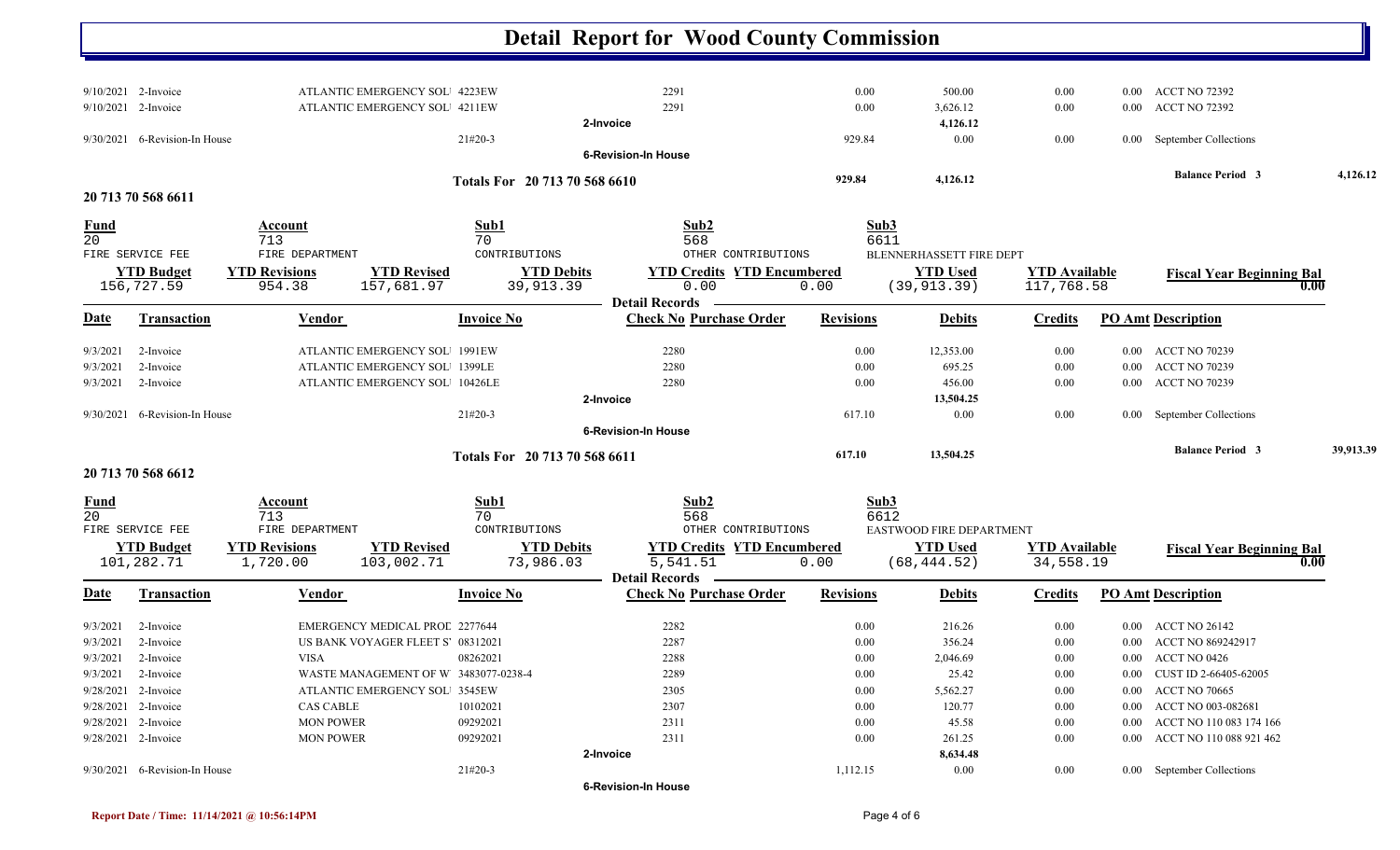# Detail Report for Wood County Commission

| Date | Transaction | Vendor | Invoice No | Check No Purchase Order | Revisions | Debits | Credits | PO Amt Description |
|---|---|---|---|---|---|---|---|---|
| 9/10/2021 | 2-Invoice | ATLANTIC EMERGENCY SOL | 4223EW | 2291 | 0.00 | 500.00 | 0.00 | 0.00 ACCT NO 72392 |
| 9/10/2021 | 2-Invoice | ATLANTIC EMERGENCY SOL | 4211EW | 2291 | 0.00 | 3,626.12 | 0.00 | 0.00 ACCT NO 72392 |
| | | | | 2-Invoice | | 4,126.12 | | |
| 9/30/2021 | 6-Revision-In House | | 21#20-3 | | 929.84 | 0.00 | 0.00 | 0.00 September Collections |
| | | | | 6-Revision-In House | | | | |
| | | | Totals For 20 713 70 568 6610 | | 929.84 | 4,126.12 | | Balance Period 3 — 4,126.12 |

## 20 713 70 568 6611

| Fund | Account | Sub1 | Sub2 | Sub3 |
|---|---|---|---|---|
| 20 | 713 | 70 | 568 | 6611 |
| FIRE SERVICE FEE | FIRE DEPARTMENT | CONTRIBUTIONS | OTHER CONTRIBUTIONS | BLENNERHASSETT FIRE DEPT |

| YTD Budget | YTD Revisions | YTD Revised | YTD Debits | YTD Credits | YTD Encumbered | YTD Used | YTD Available | Fiscal Year Beginning Bal |
|---|---|---|---|---|---|---|---|---|
| 156,727.59 | 954.38 | 157,681.97 | 39,913.39 | 0.00 | 0.00 | (39,913.39) | 117,768.58 | 0.00 |

Detail Records

| Date | Transaction | Vendor | Invoice No | Check No Purchase Order | Revisions | Debits | Credits | PO Amt Description |
|---|---|---|---|---|---|---|---|---|
| 9/3/2021 | 2-Invoice | ATLANTIC EMERGENCY SOL | 1991EW | 2280 | 0.00 | 12,353.00 | 0.00 | 0.00 ACCT NO 70239 |
| 9/3/2021 | 2-Invoice | ATLANTIC EMERGENCY SOL | 1399LE | 2280 | 0.00 | 695.25 | 0.00 | 0.00 ACCT NO 70239 |
| 9/3/2021 | 2-Invoice | ATLANTIC EMERGENCY SOL | 10426LE | 2280 | 0.00 | 456.00 | 0.00 | 0.00 ACCT NO 70239 |
| | | | | 2-Invoice | | 13,504.25 | | |
| 9/30/2021 | 6-Revision-In House | | 21#20-3 | | 617.10 | 0.00 | 0.00 | 0.00 September Collections |
| | | | | 6-Revision-In House | | | | |
| | | | Totals For 20 713 70 568 6611 | | 617.10 | 13,504.25 | | Balance Period 3 — 39,913.39 |

## 20 713 70 568 6612

| Fund | Account | Sub1 | Sub2 | Sub3 |
|---|---|---|---|---|
| 20 | 713 | 70 | 568 | 6612 |
| FIRE SERVICE FEE | FIRE DEPARTMENT | CONTRIBUTIONS | OTHER CONTRIBUTIONS | EASTWOOD FIRE DEPARTMENT |

| YTD Budget | YTD Revisions | YTD Revised | YTD Debits | YTD Credits | YTD Encumbered | YTD Used | YTD Available | Fiscal Year Beginning Bal |
|---|---|---|---|---|---|---|---|---|
| 101,282.71 | 1,720.00 | 103,002.71 | 73,986.03 | 5,541.51 | 0.00 | (68,444.52) | 34,558.19 | 0.00 |

Detail Records

| Date | Transaction | Vendor | Invoice No | Check No Purchase Order | Revisions | Debits | Credits | PO Amt Description |
|---|---|---|---|---|---|---|---|---|
| 9/3/2021 | 2-Invoice | EMERGENCY MEDICAL PROD | 2277644 | 2282 | 0.00 | 216.26 | 0.00 | 0.00 ACCT NO 26142 |
| 9/3/2021 | 2-Invoice | US BANK VOYAGER FLEET S | 08312021 | 2287 | 0.00 | 356.24 | 0.00 | 0.00 ACCT NO 869242917 |
| 9/3/2021 | 2-Invoice | VISA | 08262021 | 2288 | 0.00 | 2,046.69 | 0.00 | 0.00 ACCT NO 0426 |
| 9/3/2021 | 2-Invoice | WASTE MANAGEMENT OF W | 3483077-0238-4 | 2289 | 0.00 | 25.42 | 0.00 | 0.00 CUST ID 2-66405-62005 |
| 9/28/2021 | 2-Invoice | ATLANTIC EMERGENCY SOL | 3545EW | 2305 | 0.00 | 5,562.27 | 0.00 | 0.00 ACCT NO 70665 |
| 9/28/2021 | 2-Invoice | CAS CABLE | 10102021 | 2307 | 0.00 | 120.77 | 0.00 | 0.00 ACCT NO 003-082681 |
| 9/28/2021 | 2-Invoice | MON POWER | 09292021 | 2311 | 0.00 | 45.58 | 0.00 | 0.00 ACCT NO 110 083 174 166 |
| 9/28/2021 | 2-Invoice | MON POWER | 09292021 | 2311 | 0.00 | 261.25 | 0.00 | 0.00 ACCT NO 110 088 921 462 |
| | | | | 2-Invoice | | 8,634.48 | | |
| 9/30/2021 | 6-Revision-In House | | 21#20-3 | | 1,112.15 | 0.00 | 0.00 | 0.00 September Collections |
| | | | | 6-Revision-In House | | | | |

Report Date / Time: 11/14/2021 @ 10:56:14PM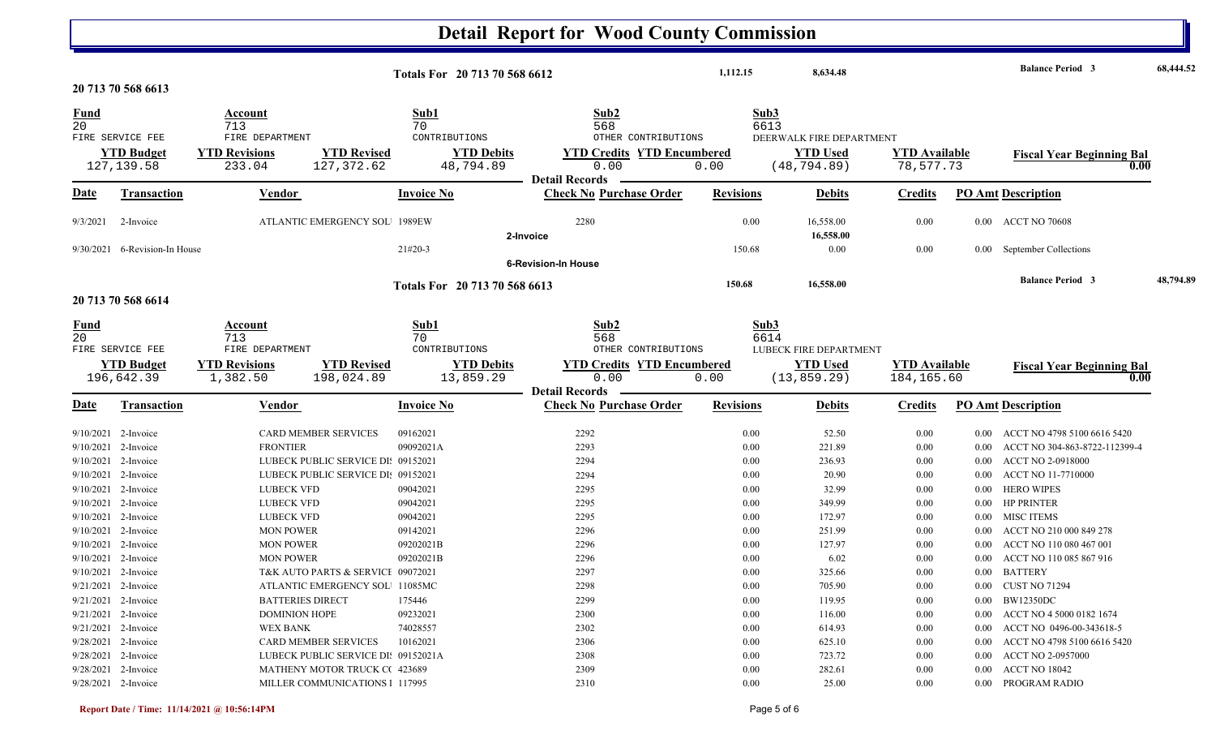# Detail Report for Wood County Commission

| Totals For 20 713 70 568 6612 | 1,112.15 | 8,634.48 | Balance Period 3 | 68,444.52 |
|---|---|---|---|---|

## 20 713 70 568 6613

| Fund | Account | Sub1 | Sub2 | Sub3 |
|---|---|---|---|---|
| 20 | 713 | 70 | 568 | 6613 |
| FIRE SERVICE FEE | FIRE DEPARTMENT | CONTRIBUTIONS | OTHER CONTRIBUTIONS | DEERWALK FIRE DEPARTMENT |

| YTD Budget | YTD Revisions | YTD Revised | YTD Debits | YTD Credits | YTD Encumbered | YTD Used | YTD Available | Fiscal Year Beginning Bal |
|---|---|---|---|---|---|---|---|---|
| 127,139.58 | 233.04 | 127,372.62 | 48,794.89 | 0.00 | 0.00 | (48,794.89) | 78,577.73 | 0.00 |

**Detail Records**

| Date | Transaction | Vendor | Invoice No | Check No | Purchase Order | Revisions | Debits | Credits | PO Amt | Description |
|---|---|---|---|---|---|---|---|---|---|---|
| 9/3/2021 | 2-Invoice | ATLANTIC EMERGENCY SOL | 1989EW | 2280 | | 0.00 | 16,558.00 | 0.00 | 0.00 | ACCT NO 70608 |
| | 2-Invoice | | | | | | 16,558.00 | | | |
| 9/30/2021 | 6-Revision-In House | | 21#20-3 | | | 150.68 | 0.00 | 0.00 | 0.00 | September Collections |
| | 6-Revision-In House | | | | | | | | | |

| Totals For 20 713 70 568 6613 | 150.68 | 16,558.00 | Balance Period 3 | 48,794.89 |
|---|---|---|---|---|

## 20 713 70 568 6614

| Fund | Account | Sub1 | Sub2 | Sub3 |
|---|---|---|---|---|
| 20 | 713 | 70 | 568 | 6614 |
| FIRE SERVICE FEE | FIRE DEPARTMENT | CONTRIBUTIONS | OTHER CONTRIBUTIONS | LUBECK FIRE DEPARTMENT |

| YTD Budget | YTD Revisions | YTD Revised | YTD Debits | YTD Credits | YTD Encumbered | YTD Used | YTD Available | Fiscal Year Beginning Bal |
|---|---|---|---|---|---|---|---|---|
| 196,642.39 | 1,382.50 | 198,024.89 | 13,859.29 | 0.00 | 0.00 | (13,859.29) | 184,165.60 | 0.00 |

**Detail Records**

| Date | Transaction | Vendor | Invoice No | Check No | Purchase Order | Revisions | Debits | Credits | PO Amt | Description |
|---|---|---|---|---|---|---|---|---|---|---|
| 9/10/2021 | 2-Invoice | CARD MEMBER SERVICES | 09162021 | 2292 | | 0.00 | 52.50 | 0.00 | 0.00 | ACCT NO 4798 5100 6616 5420 |
| 9/10/2021 | 2-Invoice | FRONTIER | 09092021A | 2293 | | 0.00 | 221.89 | 0.00 | 0.00 | ACCT NO 304-863-8722-112399-4 |
| 9/10/2021 | 2-Invoice | LUBECK PUBLIC SERVICE DI | 09152021 | 2294 | | 0.00 | 236.93 | 0.00 | 0.00 | ACCT NO 2-0918000 |
| 9/10/2021 | 2-Invoice | LUBECK PUBLIC SERVICE DI | 09152021 | 2294 | | 0.00 | 20.90 | 0.00 | 0.00 | ACCT NO 11-7710000 |
| 9/10/2021 | 2-Invoice | LUBECK VFD | 09042021 | 2295 | | 0.00 | 32.99 | 0.00 | 0.00 | HERO WIPES |
| 9/10/2021 | 2-Invoice | LUBECK VFD | 09042021 | 2295 | | 0.00 | 349.99 | 0.00 | 0.00 | HP PRINTER |
| 9/10/2021 | 2-Invoice | LUBECK VFD | 09042021 | 2295 | | 0.00 | 172.97 | 0.00 | 0.00 | MISC ITEMS |
| 9/10/2021 | 2-Invoice | MON POWER | 09142021 | 2296 | | 0.00 | 251.99 | 0.00 | 0.00 | ACCT NO 210 000 849 278 |
| 9/10/2021 | 2-Invoice | MON POWER | 09202021B | 2296 | | 0.00 | 127.97 | 0.00 | 0.00 | ACCT NO 110 080 467 001 |
| 9/10/2021 | 2-Invoice | MON POWER | 09202021B | 2296 | | 0.00 | 6.02 | 0.00 | 0.00 | ACCT NO 110 085 867 916 |
| 9/10/2021 | 2-Invoice | T&K AUTO PARTS & SERVICE | 09072021 | 2297 | | 0.00 | 325.66 | 0.00 | 0.00 | BATTERY |
| 9/21/2021 | 2-Invoice | ATLANTIC EMERGENCY SOL | 11085MC | 2298 | | 0.00 | 705.90 | 0.00 | 0.00 | CUST NO 71294 |
| 9/21/2021 | 2-Invoice | BATTERIES DIRECT | 175446 | 2299 | | 0.00 | 119.95 | 0.00 | 0.00 | BW12350DC |
| 9/21/2021 | 2-Invoice | DOMINION HOPE | 09232021 | 2300 | | 0.00 | 116.00 | 0.00 | 0.00 | ACCT NO 4 5000 0182 1674 |
| 9/21/2021 | 2-Invoice | WEX BANK | 74028557 | 2302 | | 0.00 | 614.93 | 0.00 | 0.00 | ACCT NO 0496-00-343618-5 |
| 9/28/2021 | 2-Invoice | CARD MEMBER SERVICES | 10162021 | 2306 | | 0.00 | 625.10 | 0.00 | 0.00 | ACCT NO 4798 5100 6616 5420 |
| 9/28/2021 | 2-Invoice | LUBECK PUBLIC SERVICE DI | 09152021A | 2308 | | 0.00 | 723.72 | 0.00 | 0.00 | ACCT NO 2-0957000 |
| 9/28/2021 | 2-Invoice | MATHENY MOTOR TRUCK C | 423689 | 2309 | | 0.00 | 282.61 | 0.00 | 0.00 | ACCT NO 18042 |
| 9/28/2021 | 2-Invoice | MILLER COMMUNICATIONS I | 117995 | 2310 | | 0.00 | 25.00 | 0.00 | 0.00 | PROGRAM RADIO |

**Report Date / Time: 11/14/2021 @ 10:56:14PM**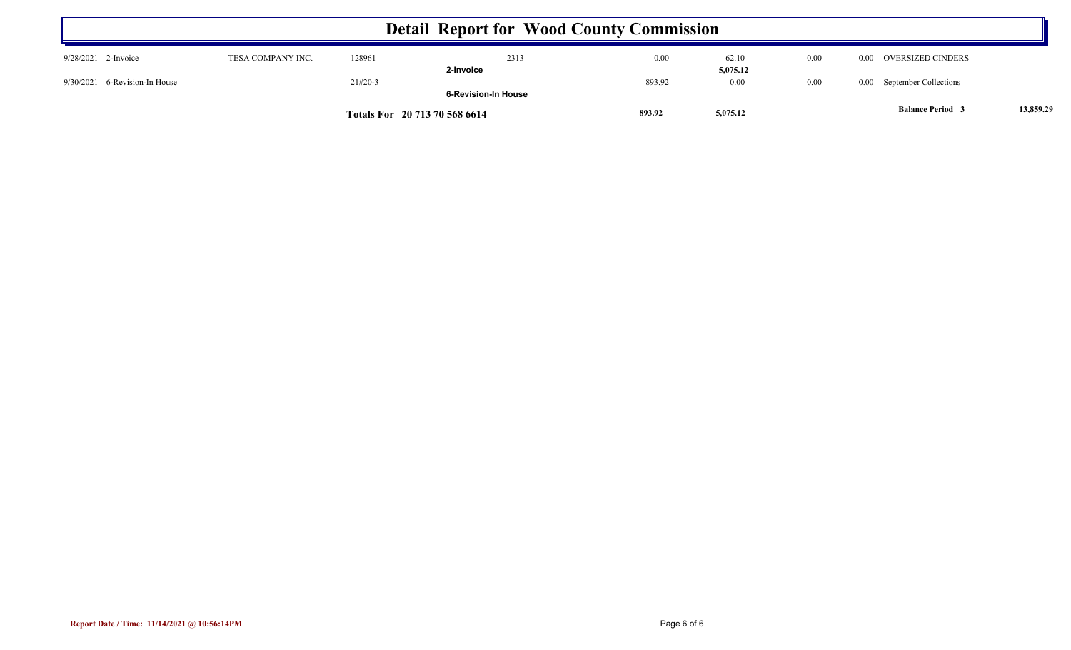# Detail Report for Wood County Commission

| | | | | | | | | | | |
|---|---|---|---|---|---|---|---|---|---|---|
| 9/28/2021 | 2-Invoice | TESA COMPANY INC. | 128961 | 2313 | 0.00 | 62.10 | 0.00 | 0.00 | OVERSIZED CINDERS | |
| | | | | **2-Invoice** | | **5,075.12** | | | | |
| 9/30/2021 | 6-Revision-In House | | 21#20-3 | | 893.92 | 0.00 | 0.00 | 0.00 | September Collections | |
| | | | | **6-Revision-In House** | | | | | | |
| | | | **Totals For 20 713 70 568 6614** | | **893.92** | **5,075.12** | | | **Balance Period 3** | **13,859.29** |

**Report Date / Time: 11/14/2021 @ 10:56:14PM**